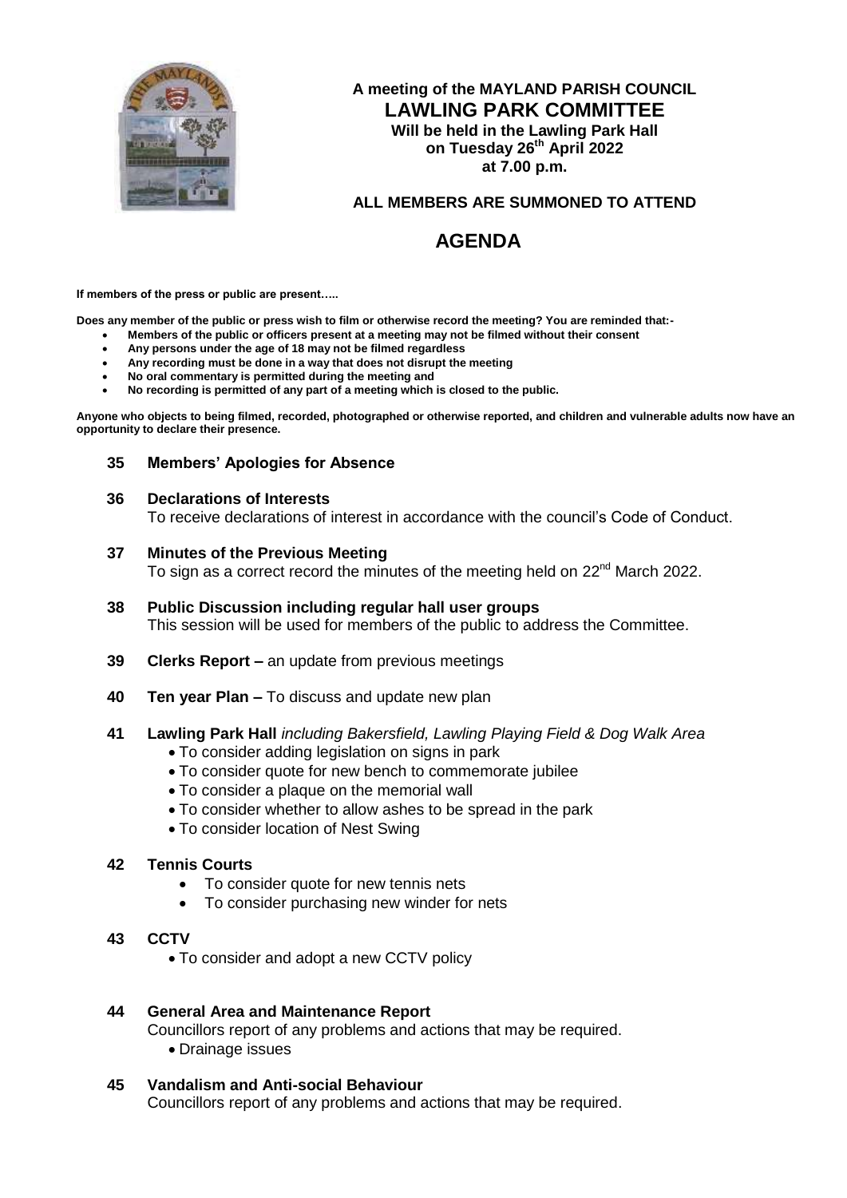**A meeting of the MAYLAND PARISH COUNCIL**

# LAWLING PARK COMMITTEE

**Will be held in the Lawling Park Hall**
**on Tuesday 26th April 2022**
**at 7.00 p.m.**

**ALL MEMBERS ARE SUMMONED TO ATTEND**

# AGENDA

**If members of the press or public are present…..**

**Does any member of the public or press wish to film or otherwise record the meeting? You are reminded that:-**

- **Members of the public or officers present at a meeting may not be filmed without their consent**
- **Any persons under the age of 18 may not be filmed regardless**
- **Any recording must be done in a way that does not disrupt the meeting**
- **No oral commentary is permitted during the meeting and**
- **No recording is permitted of any part of a meeting which is closed to the public.**

**Anyone who objects to being filmed, recorded, photographed or otherwise reported, and children and vulnerable adults now have an opportunity to declare their presence.**

**35 Members' Apologies for Absence**

**36 Declarations of Interests**
To receive declarations of interest in accordance with the council's Code of Conduct.

**37 Minutes of the Previous Meeting**
To sign as a correct record the minutes of the meeting held on 22nd March 2022.

**38 Public Discussion including regular hall user groups**
This session will be used for members of the public to address the Committee.

**39 Clerks Report –** an update from previous meetings

**40 Ten year Plan –** To discuss and update new plan

**41 Lawling Park Hall** *including Bakersfield, Lawling Playing Field & Dog Walk Area*

- To consider adding legislation on signs in park
- To consider quote for new bench to commemorate jubilee
- To consider a plaque on the memorial wall
- To consider whether to allow ashes to be spread in the park
- To consider location of Nest Swing

**42 Tennis Courts**

- To consider quote for new tennis nets
- To consider purchasing new winder for nets

**43 CCTV**

- To consider and adopt a new CCTV policy

**44 General Area and Maintenance Report**
Councillors report of any problems and actions that may be required.

- Drainage issues

**45 Vandalism and Anti-social Behaviour**
Councillors report of any problems and actions that may be required.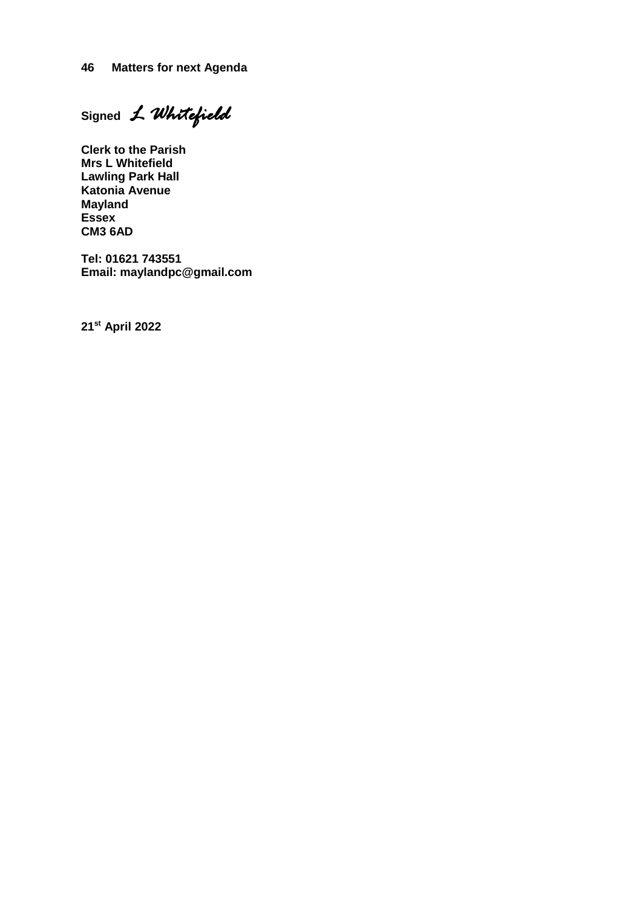**46 Matters for next Agenda**

**Signed** *L Whitefield*

**Clerk to the Parish**
**Mrs L Whitefield**
**Lawling Park Hall**
**Katonia Avenue**
**Mayland**
**Essex**
**CM3 6AD**

**Tel: 01621 743551**
**Email: maylandpc@gmail.com**

**21st April 2022**